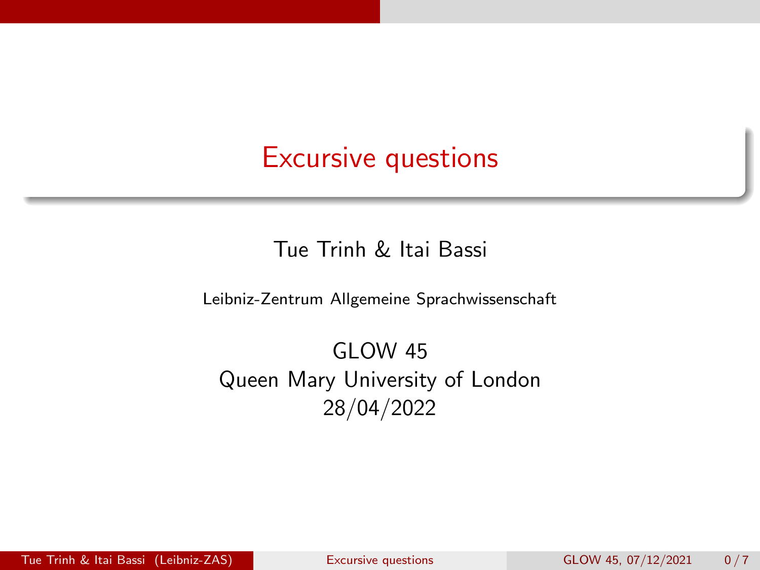# Excursive questions

Tue Trinh & Itai Bassi

Leibniz-Zentrum Allgemeine Sprachwissenschaft

GLOW 45
Queen Mary University of London
28/04/2022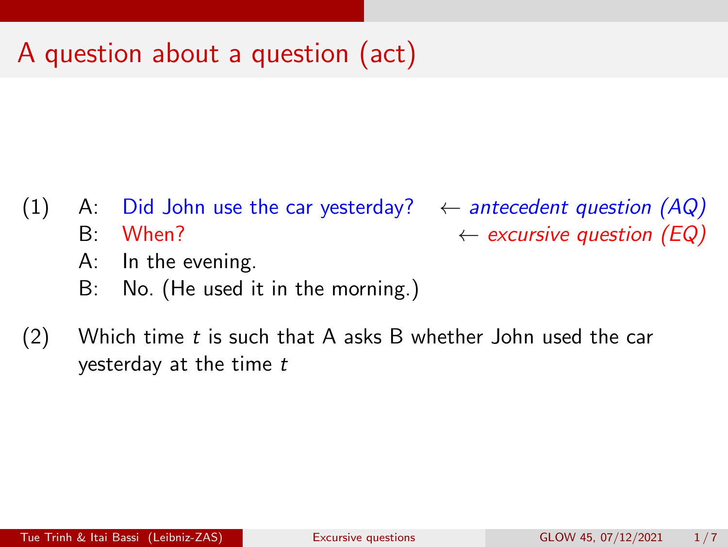# A question about a question (act)

(1) A: Did John use the car yesterday? ← *antecedent question (AQ)*
B: When? ← *excursive question (EQ)*
A: In the evening.
B: No. (He used it in the morning.)

(2) Which time $t$ is such that A asks B whether John used the car yesterday at the time $t$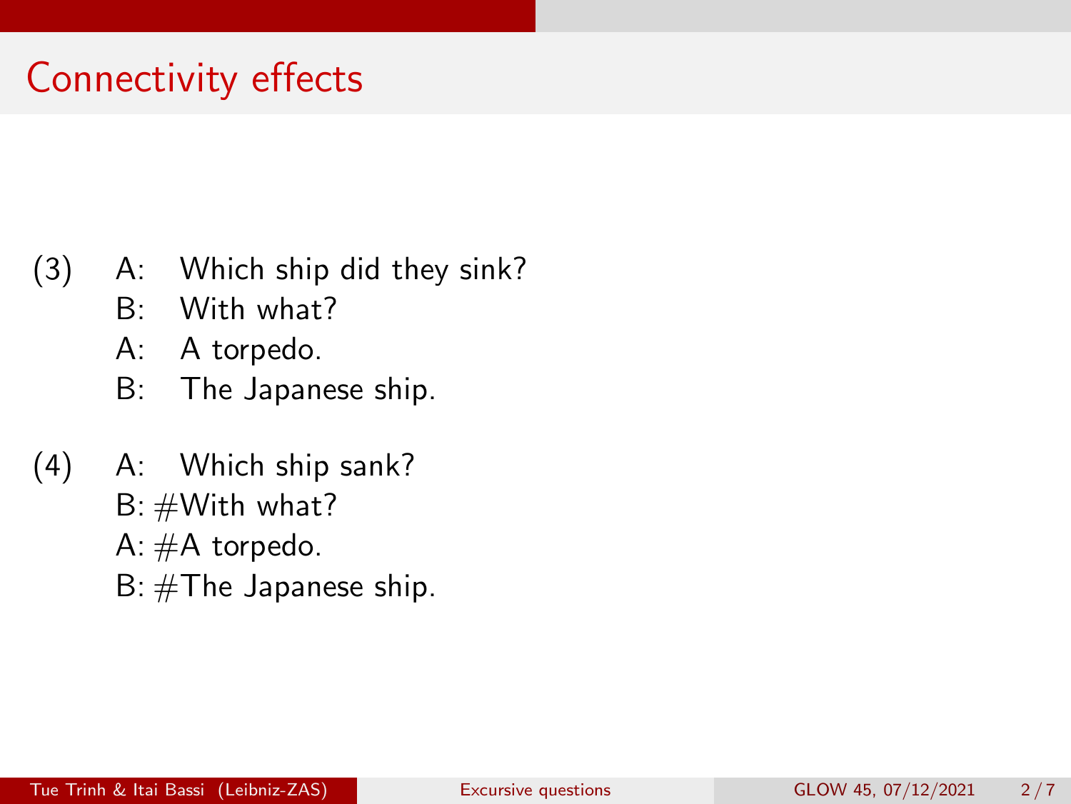# Connectivity effects

(3)
A: Which ship did they sink?
B: With what?
A: A torpedo.
B: The Japanese ship.

(4)
A: Which ship sank?
B: #With what?
A: #A torpedo.
B: #The Japanese ship.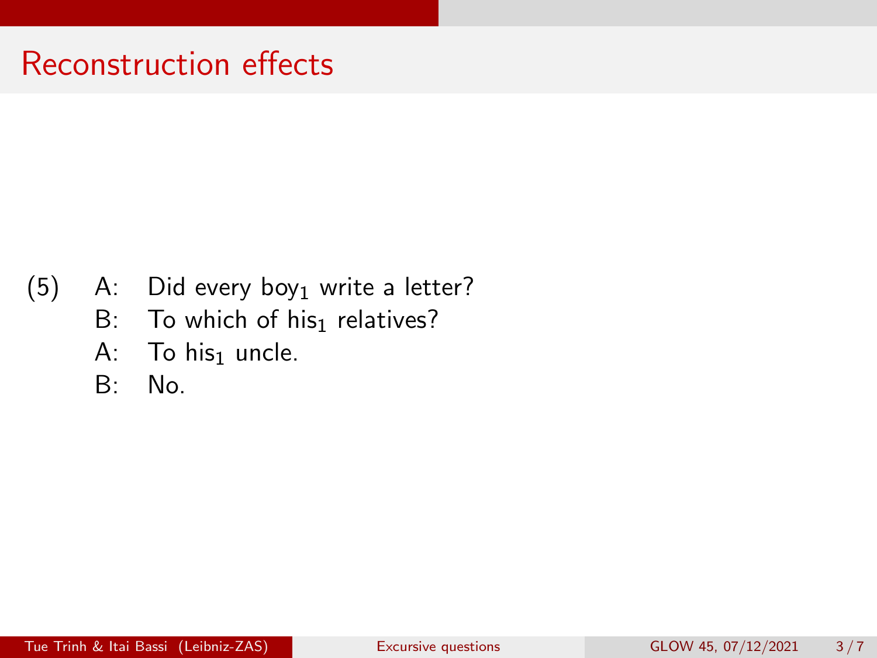# Reconstruction effects

(5)
A: Did every boy$_1$ write a letter?
B: To which of his$_1$ relatives?
A: To his$_1$ uncle.
B: No.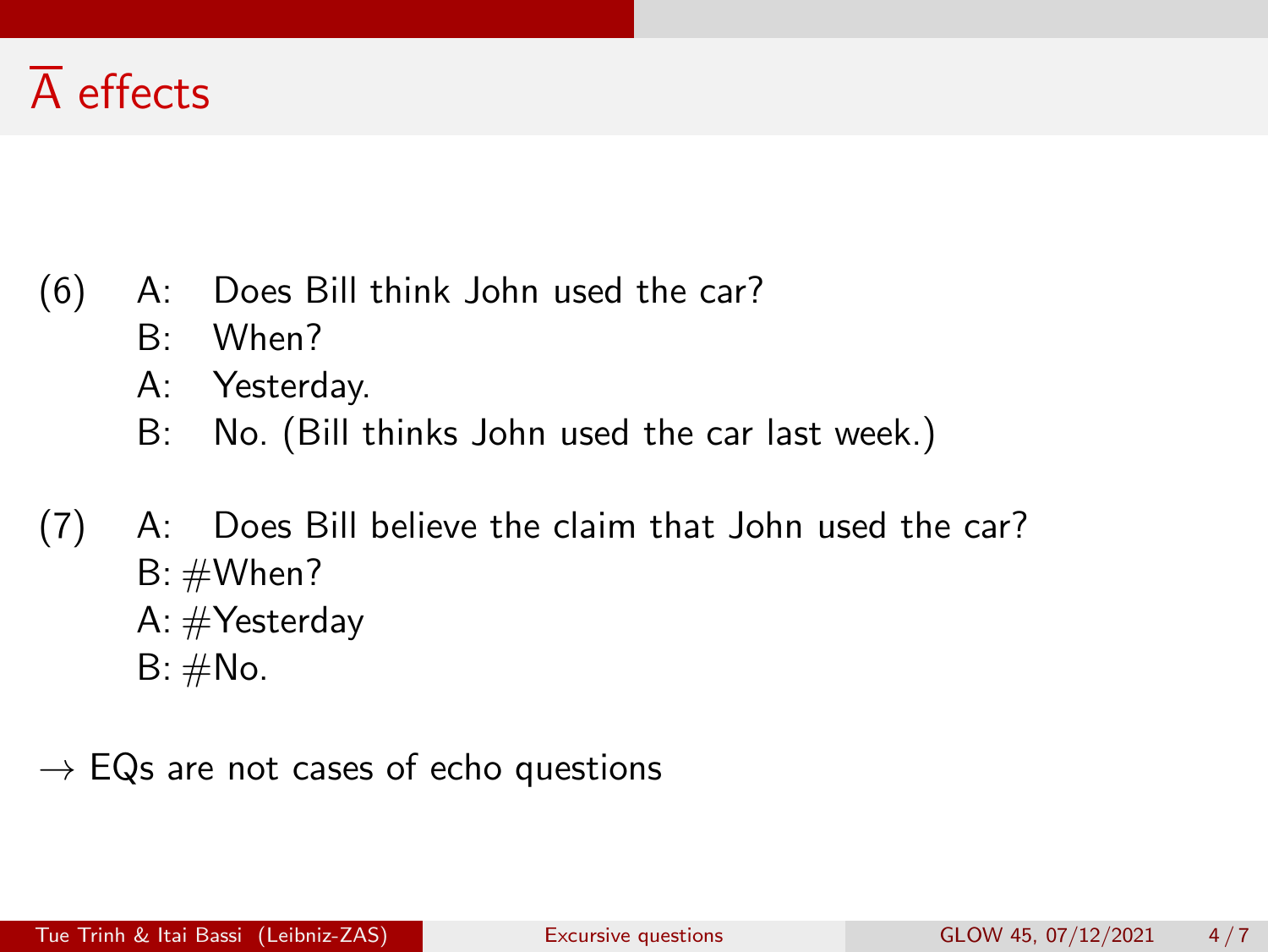# $\overline{\text{A}}$ effects

(6) A: Does Bill think John used the car?
B: When?
A: Yesterday.
B: No. (Bill thinks John used the car last week.)

(7) A: Does Bill believe the claim that John used the car?
B: #When?
A: #Yesterday
B: #No.

→ EQs are not cases of echo questions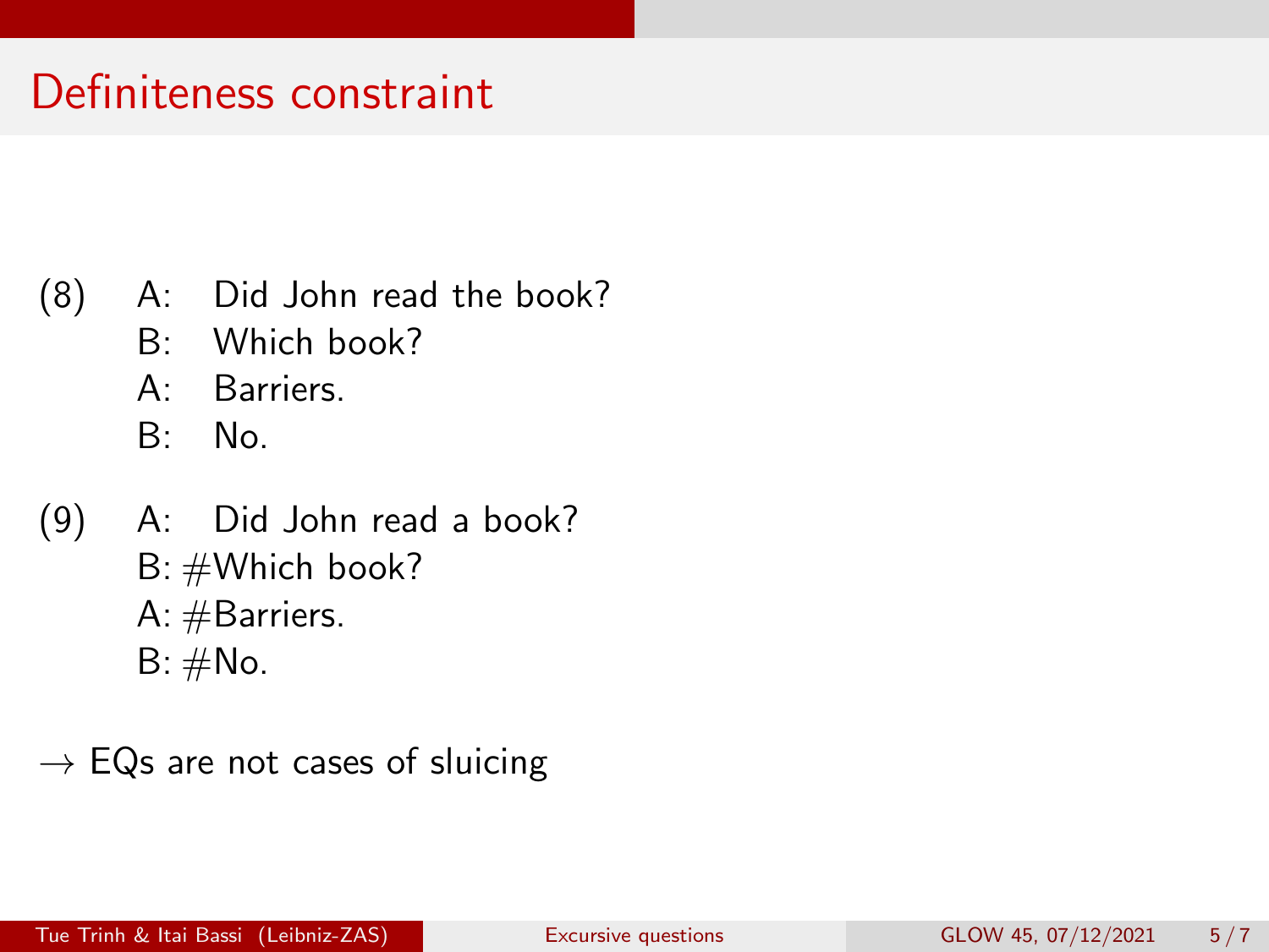# Definiteness constraint

(8) A: Did John read the book?
B: Which book?
A: Barriers.
B: No.

(9) A: Did John read a book?
B: #Which book?
A: #Barriers.
B: #No.

$\rightarrow$ EQs are not cases of sluicing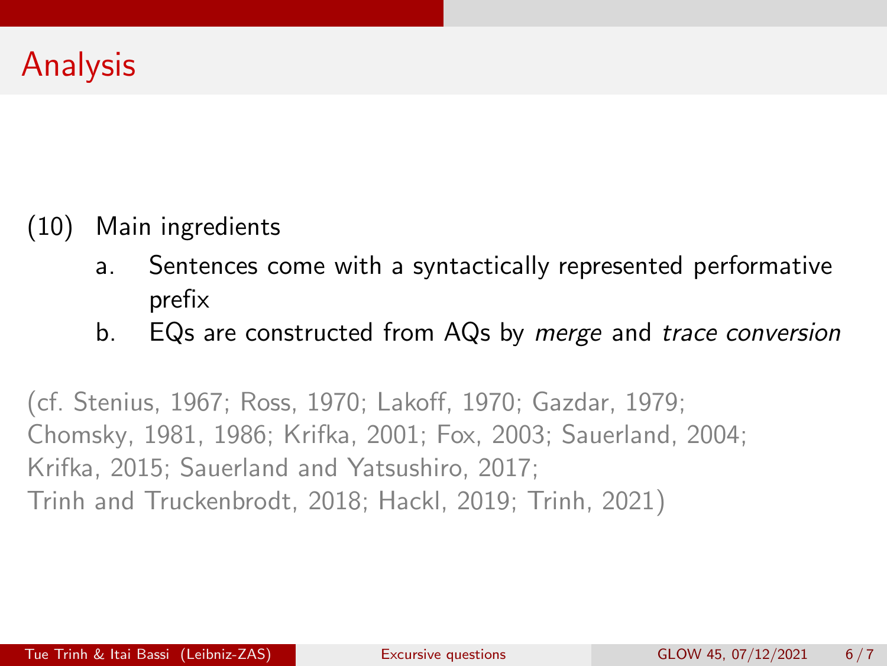# Analysis

(10) Main ingredients

a. Sentences come with a syntactically represented performative prefix

b. EQs are constructed from AQs by *merge* and *trace conversion*

(cf. Stenius, 1967; Ross, 1970; Lakoff, 1970; Gazdar, 1979; Chomsky, 1981, 1986; Krifka, 2001; Fox, 2003; Sauerland, 2004; Krifka, 2015; Sauerland and Yatsushiro, 2017; Trinh and Truckenbrodt, 2018; Hackl, 2019; Trinh, 2021)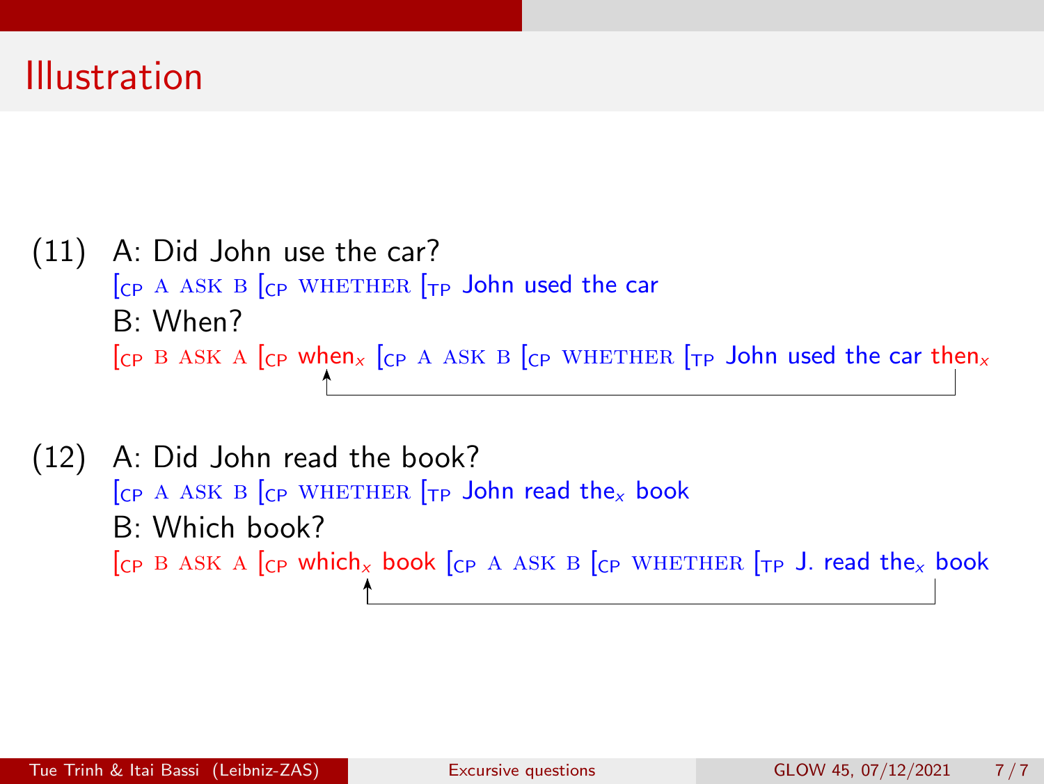# Illustration

(11) A: Did John use the car?

$[_{CP}$ A ASK B $[_{CP}$ WHETHER $[_{TP}$ John used the car

B: When?

$[_{CP}$ B ASK A $[_{CP}$ when$_x$ $[_{CP}$ A ASK B $[_{CP}$ WHETHER $[_{TP}$ John used the car then$_x$

(12) A: Did John read the book?

$[_{CP}$ A ASK B $[_{CP}$ WHETHER $[_{TP}$ John read the$_x$ book

B: Which book?

$[_{CP}$ B ASK A $[_{CP}$ which$_x$ book $[_{CP}$ A ASK B $[_{CP}$ WHETHER $[_{TP}$ J. read the$_x$ book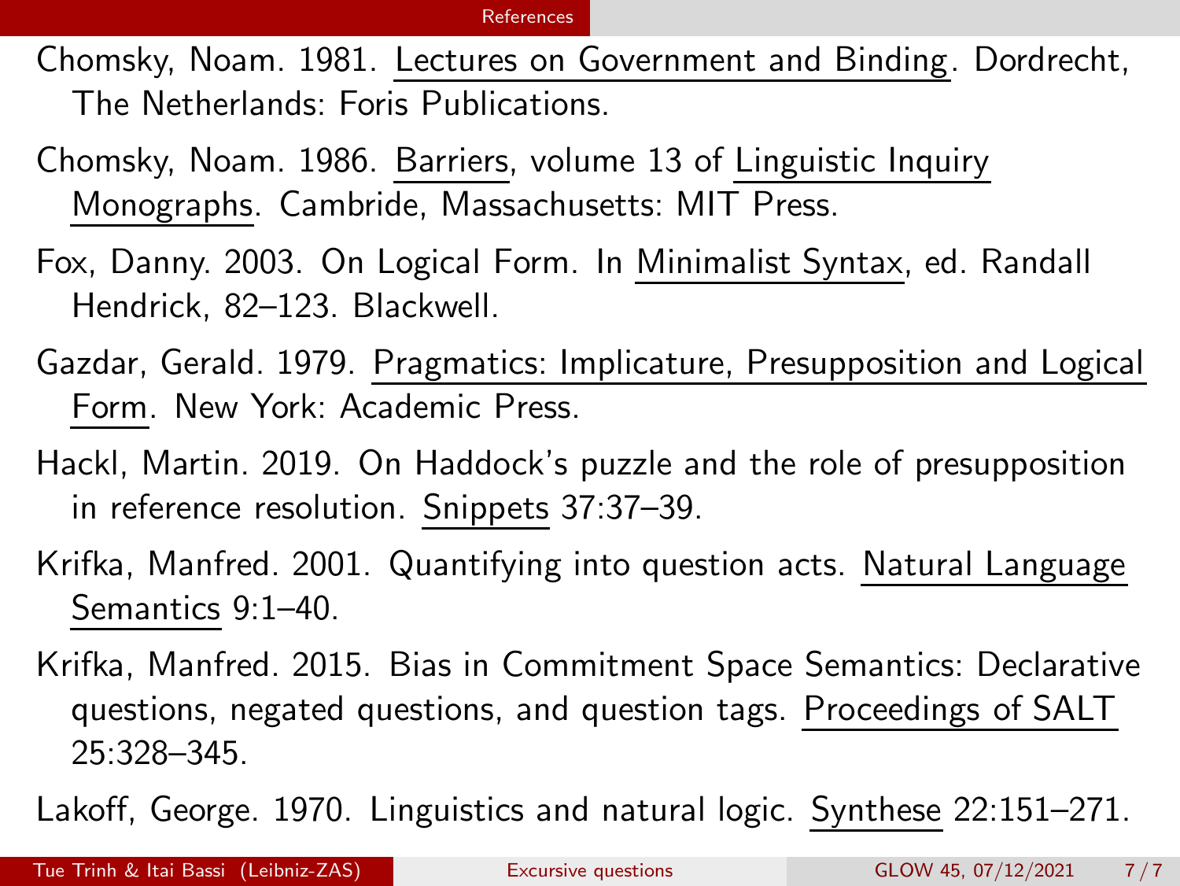## References

Chomsky, Noam. 1981. Lectures on Government and Binding. Dordrecht, The Netherlands: Foris Publications.

Chomsky, Noam. 1986. Barriers, volume 13 of Linguistic Inquiry Monographs. Cambride, Massachusetts: MIT Press.

Fox, Danny. 2003. On Logical Form. In Minimalist Syntax, ed. Randall Hendrick, 82–123. Blackwell.

Gazdar, Gerald. 1979. Pragmatics: Implicature, Presupposition and Logical Form. New York: Academic Press.

Hackl, Martin. 2019. On Haddock's puzzle and the role of presupposition in reference resolution. Snippets 37:37–39.

Krifka, Manfred. 2001. Quantifying into question acts. Natural Language Semantics 9:1–40.

Krifka, Manfred. 2015. Bias in Commitment Space Semantics: Declarative questions, negated questions, and question tags. Proceedings of SALT 25:328–345.

Lakoff, George. 1970. Linguistics and natural logic. Synthese 22:151–271.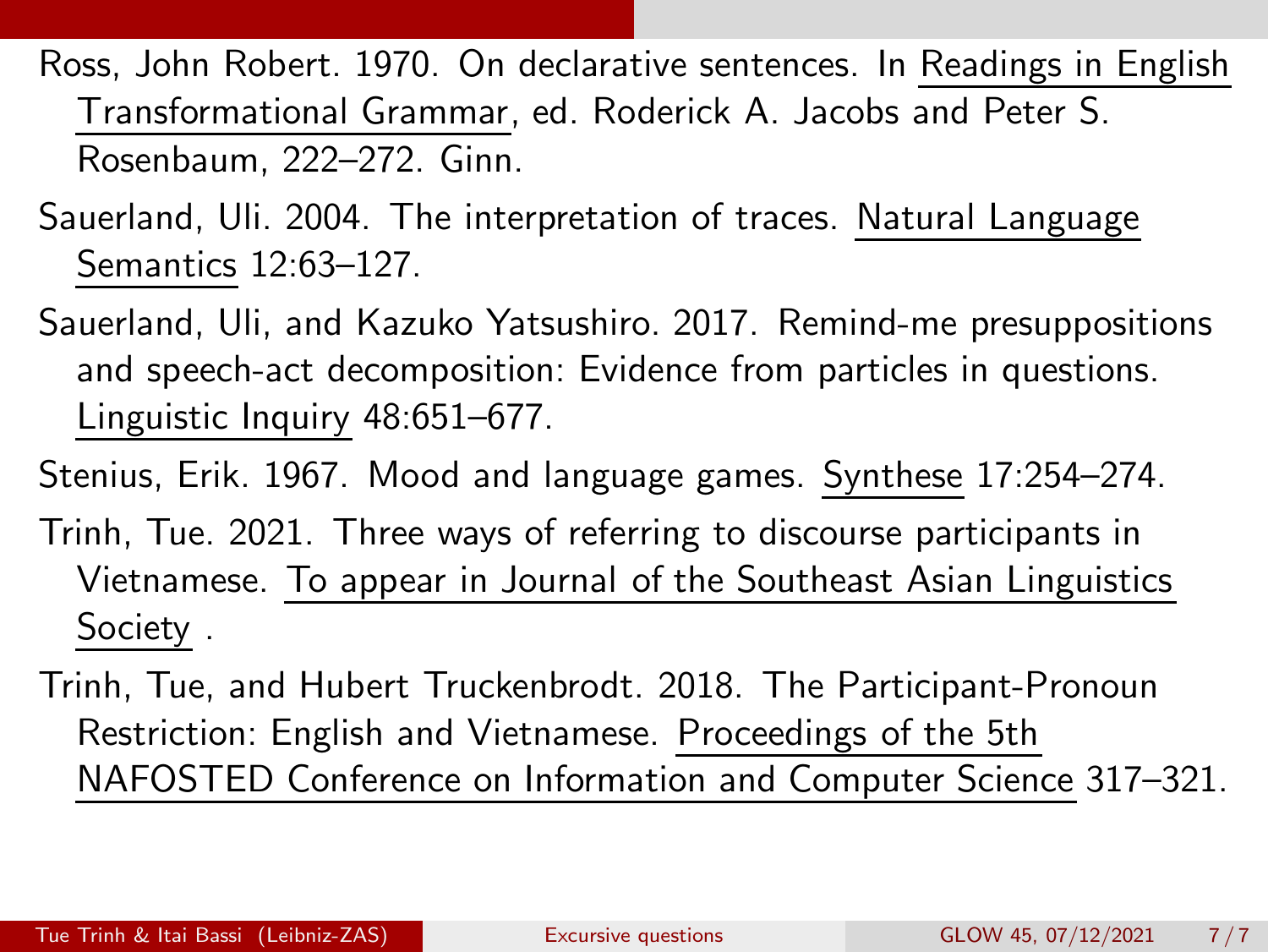Ross, John Robert. 1970. On declarative sentences. In Readings in English Transformational Grammar, ed. Roderick A. Jacobs and Peter S. Rosenbaum, 222–272. Ginn.

Sauerland, Uli. 2004. The interpretation of traces. Natural Language Semantics 12:63–127.

Sauerland, Uli, and Kazuko Yatsushiro. 2017. Remind-me presuppositions and speech-act decomposition: Evidence from particles in questions. Linguistic Inquiry 48:651–677.

Stenius, Erik. 1967. Mood and language games. Synthese 17:254–274.

Trinh, Tue. 2021. Three ways of referring to discourse participants in Vietnamese. To appear in Journal of the Southeast Asian Linguistics Society .

Trinh, Tue, and Hubert Truckenbrodt. 2018. The Participant-Pronoun Restriction: English and Vietnamese. Proceedings of the 5th NAFOSTED Conference on Information and Computer Science 317–321.